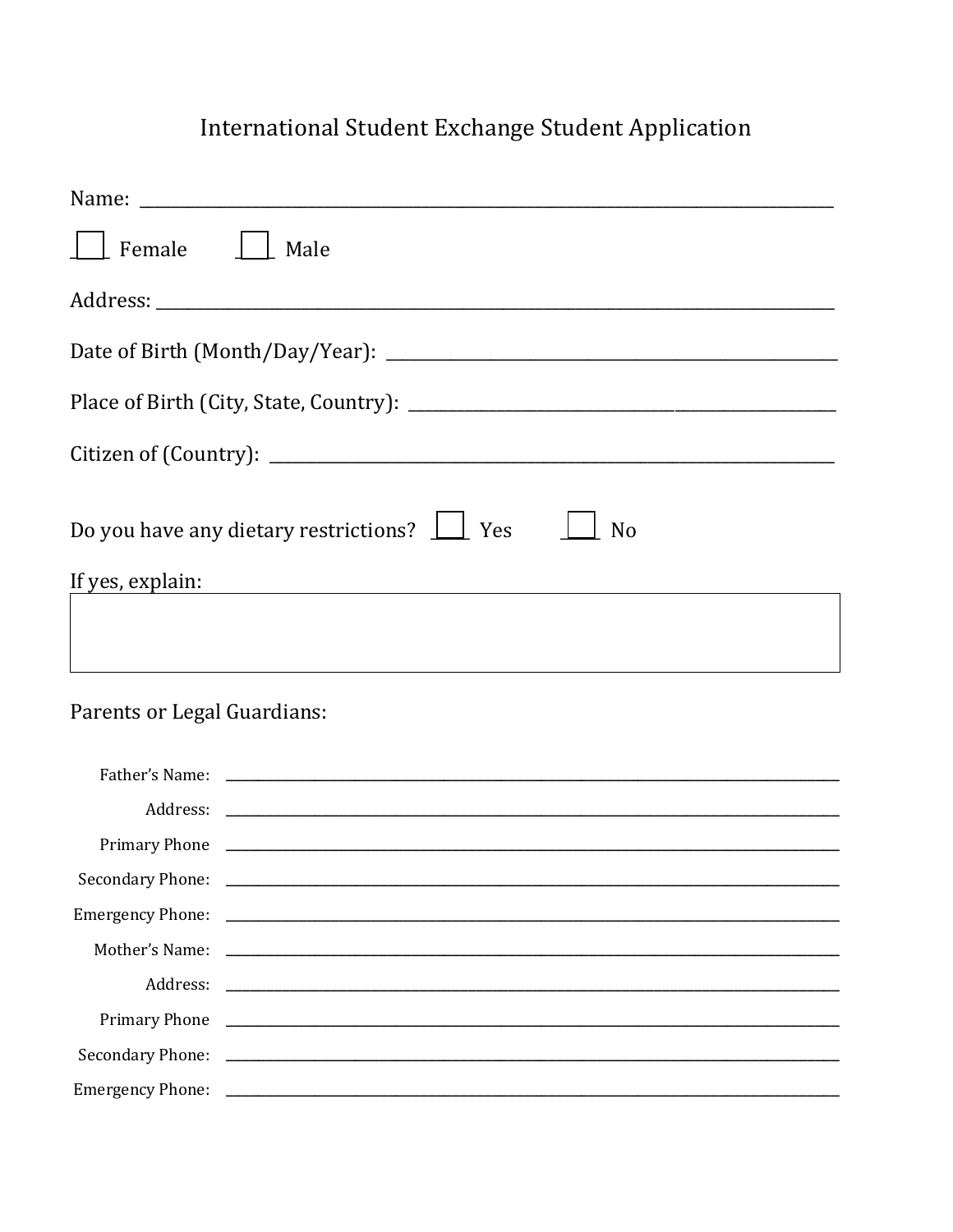# International Student Exchange Student Application

Name: ______________________________________________________________________________

☐ Female ☐ Male

Address: ____________________________________________________________________________

Date of Birth (Month/Day/Year): _______________________________________________

Place of Birth (City, State, Country): __________________________________________

Citizen of (Country): ________________________________________________________

Do you have any dietary restrictions? ☐ Yes ☐ No

If yes, explain:

| |
|---|
| |

Parents or Legal Guardians:

Father's Name: ______________________________________________________________

Address: ______________________________________________________________

Primary Phone ______________________________________________________________

Secondary Phone: ______________________________________________________________

Emergency Phone: ______________________________________________________________

Mother's Name: ______________________________________________________________

Address: ______________________________________________________________

Primary Phone ______________________________________________________________

Secondary Phone: ______________________________________________________________

Emergency Phone: ______________________________________________________________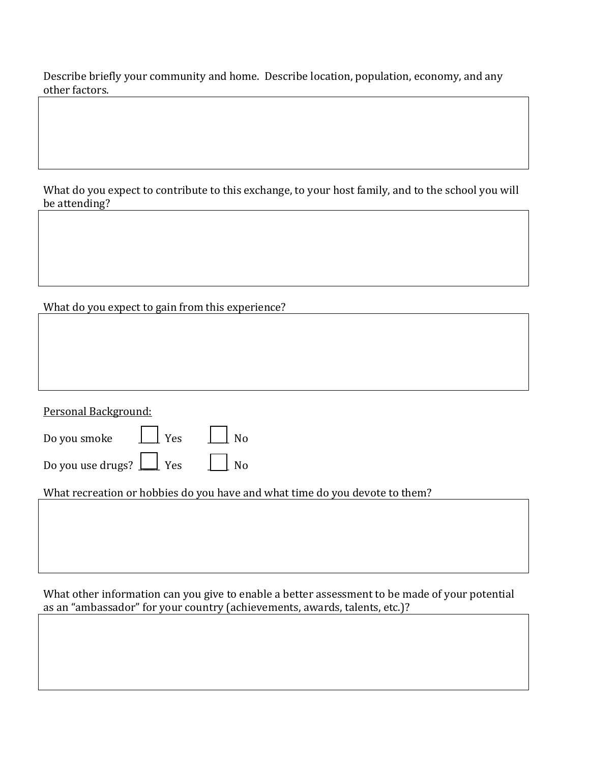Describe briefly your community and home. Describe location, population, economy, and any other factors.

What do you expect to contribute to this exchange, to your host family, and to the school you will be attending?

What do you expect to gain from this experience?

<u>Personal Background:</u>

Do you smoke ☐ Yes ☐ No

Do you use drugs? ☐ Yes ☐ No

What recreation or hobbies do you have and what time do you devote to them?

What other information can you give to enable a better assessment to be made of your potential as an “ambassador” for your country (achievements, awards, talents, etc.)?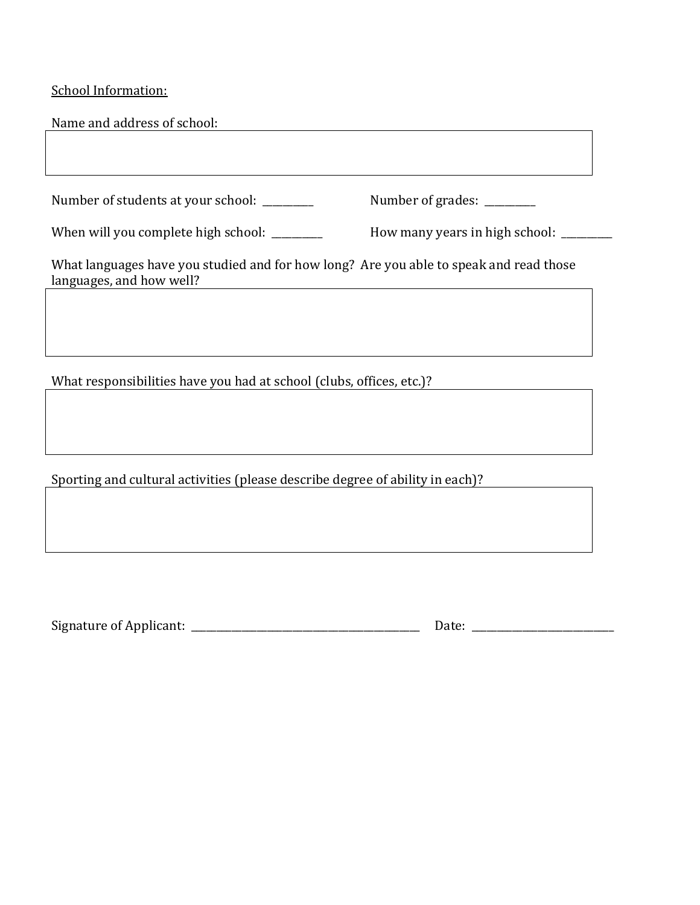School Information:

Name and address of school:

| |
|---|
| |

Number of students at your school: __________ Number of grades: __________

When will you complete high school: __________ How many years in high school: __________

What languages have you studied and for how long? Are you able to speak and read those languages, and how well?

| |
|---|
| |

What responsibilities have you had at school (clubs, offices, etc.)?

| |
|---|
| |

Sporting and cultural activities (please describe degree of ability in each)?

| |
|---|
| |

Signature of Applicant: ____________________________________________ Date: ___________________________